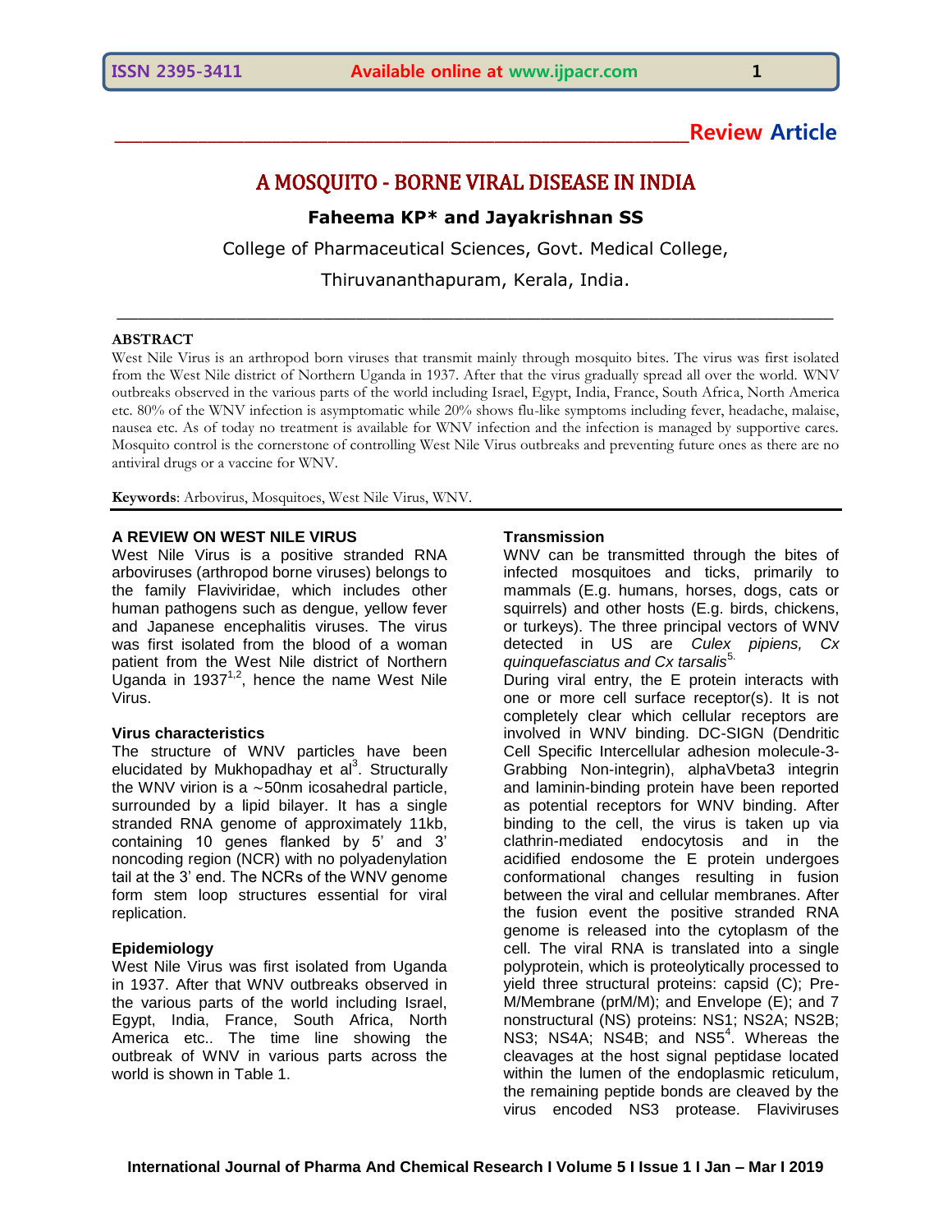**Review Article**

# A MOSQUITO - BORNE VIRAL DISEASE IN INDIA

**Faheema KP* and Jayakrishnan SS**

College of Pharmaceutical Sciences, Govt. Medical College,

Thiruvananthapuram, Kerala, India.

## ABSTRACT

West Nile Virus is an arthropod born viruses that transmit mainly through mosquito bites. The virus was first isolated from the West Nile district of Northern Uganda in 1937. After that the virus gradually spread all over the world. WNV outbreaks observed in the various parts of the world including Israel, Egypt, India, France, South Africa, North America etc. 80% of the WNV infection is asymptomatic while 20% shows flu-like symptoms including fever, headache, malaise, nausea etc. As of today no treatment is available for WNV infection and the infection is managed by supportive cares. Mosquito control is the cornerstone of controlling West Nile Virus outbreaks and preventing future ones as there are no antiviral drugs or a vaccine for WNV.

**Keywords**: Arbovirus, Mosquitoes, West Nile Virus, WNV.

## A REVIEW ON WEST NILE VIRUS

West Nile Virus is a positive stranded RNA arboviruses (arthropod borne viruses) belongs to the family Flaviviridae, which includes other human pathogens such as dengue, yellow fever and Japanese encephalitis viruses. The virus was first isolated from the blood of a woman patient from the West Nile district of Northern Uganda in 1937[1,2], hence the name West Nile Virus.

### Virus characteristics

The structure of WNV particles have been elucidated by Mukhopadhay et al[3]. Structurally the WNV virion is a ~50nm icosahedral particle, surrounded by a lipid bilayer. It has a single stranded RNA genome of approximately 11kb, containing 10 genes flanked by 5' and 3' noncoding region (NCR) with no polyadenylation tail at the 3' end. The NCRs of the WNV genome form stem loop structures essential for viral replication.

### Epidemiology

West Nile Virus was first isolated from Uganda in 1937. After that WNV outbreaks observed in the various parts of the world including Israel, Egypt, India, France, South Africa, North America etc.. The time line showing the outbreak of WNV in various parts across the world is shown in Table 1.

### Transmission

WNV can be transmitted through the bites of infected mosquitoes and ticks, primarily to mammals (E.g. humans, horses, dogs, cats or squirrels) and other hosts (E.g. birds, chickens, or turkeys). The three principal vectors of WNV detected in US are *Culex pipiens, Cx quinquefasciatus and Cx tarsalis*[5].

During viral entry, the E protein interacts with one or more cell surface receptor(s). It is not completely clear which cellular receptors are involved in WNV binding. DC-SIGN (Dendritic Cell Specific Intercellular adhesion molecule-3-Grabbing Non-integrin), alphaVbeta3 integrin and laminin-binding protein have been reported as potential receptors for WNV binding. After binding to the cell, the virus is taken up via clathrin-mediated endocytosis and in the acidified endosome the E protein undergoes conformational changes resulting in fusion between the viral and cellular membranes. After the fusion event the positive stranded RNA genome is released into the cytoplasm of the cell. The viral RNA is translated into a single polyprotein, which is proteolytically processed to yield three structural proteins: capsid (C); Pre-M/Membrane (prM/M); and Envelope (E); and 7 nonstructural (NS) proteins: NS1; NS2A; NS2B; NS3; NS4A; NS4B; and NS5[4]. Whereas the cleavages at the host signal peptidase located within the lumen of the endoplasmic reticulum, the remaining peptide bonds are cleaved by the virus encoded NS3 protease. Flaviviruses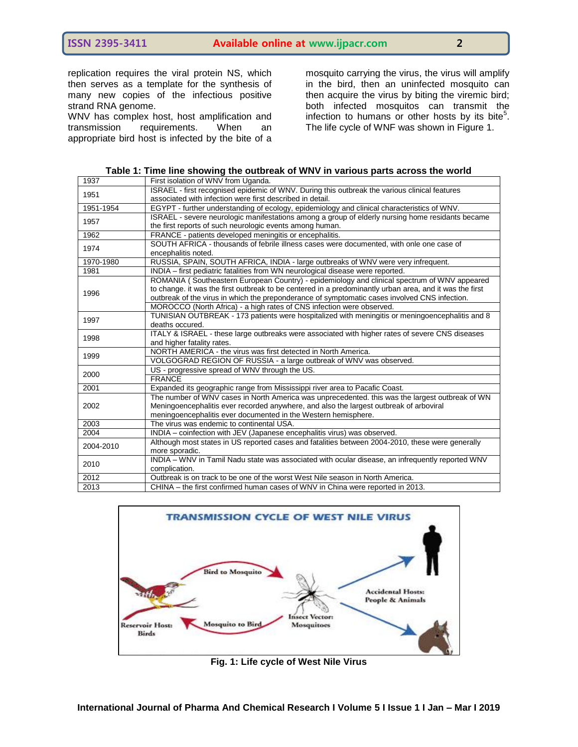replication requires the viral protein NS, which then serves as a template for the synthesis of many new copies of the infectious positive strand RNA genome.

WNV has complex host, host amplification and transmission requirements. When an appropriate bird host is infected by the bite of a mosquito carrying the virus, the virus will amplify in the bird, then an uninfected mosquito can then acquire the virus by biting the viremic bird; both infected mosquitos can transmit the infection to humans or other hosts by its bite[5]. The life cycle of WNF was shown in Figure 1.

**Table 1: Time line showing the outbreak of WNV in various parts across the world**

| | |
|---|---|
| 1937 | First isolation of WNV from Uganda. |
| 1951 | ISRAEL - first recognised epidemic of WNV. During this outbreak the various clinical features associated with infection were first described in detail. |
| 1951-1954 | EGYPT - further understanding of ecology, epidemiology and clinical characteristics of WNV. |
| 1957 | ISRAEL - severe neurologic manifestations among a group of elderly nursing home residants became the first reports of such neurologic events among human. |
| 1962 | FRANCE - patients developed meningitis or encephalitis. |
| 1974 | SOUTH AFRICA - thousands of febrile illness cases were documented, with onle one case of encephalitis noted. |
| 1970-1980 | RUSSIA, SPAIN, SOUTH AFRICA, INDIA - large outbreaks of WNV were very infrequent. |
| 1981 | INDIA – first pediatric fatalities from WN neurological disease were reported. |
| 1996 | ROMANIA ( Southeastern European Country) - epidemiology and clinical spectrum of WNV appeared to change. it was the first outbreak to be centered in a predominantly urban area, and it was the first outbreak of the virus in which the preponderance of symptomatic cases involved CNS infection. |
| | MOROCCO (North Africa) - a high rates of CNS infection were observed. |
| 1997 | TUNISIAN OUTBREAK - 173 patients were hospitalized with meningitis or meningoencephalitis and 8 deaths occured. |
| 1998 | ITALY & ISRAEL - these large outbreaks were associated with higher rates of severe CNS diseases and higher fatality rates. |
| 1999 | NORTH AMERICA - the virus was first detected in North America. |
| | VOLGOGRAD REGION OF RUSSIA - a large outbreak of WNV was observed. |
| 2000 | US - progressive spread of WNV through the US. |
| | FRANCE |
| 2001 | Expanded its geographic range from Mississippi river area to Pacafic Coast. |
| 2002 | The number of WNV cases in North America was unprecedented. this was the largest outbreak of WN Meningoencephalitis ever recorded anywhere, and also the largest outbreak of arboviral meningoencephalitis ever documented in the Western hemisphere. |
| 2003 | The virus was endemic to continental USA. |
| 2004 | INDIA – coinfection with JEV (Japanese encephalitis virus) was observed. |
| 2004-2010 | Although most states in US reported cases and fatalities between 2004-2010, these were generally more sporadic. |
| 2010 | INDIA – WNV in Tamil Nadu state was associated with ocular disease, an infrequently reported WNV complication. |
| 2012 | Outbreak is on track to be one of the worst West Nile season in North America. |
| 2013 | CHINA – the first confirmed human cases of WNV in China were reported in 2013. |

**Fig. 1: Life cycle of West Nile Virus**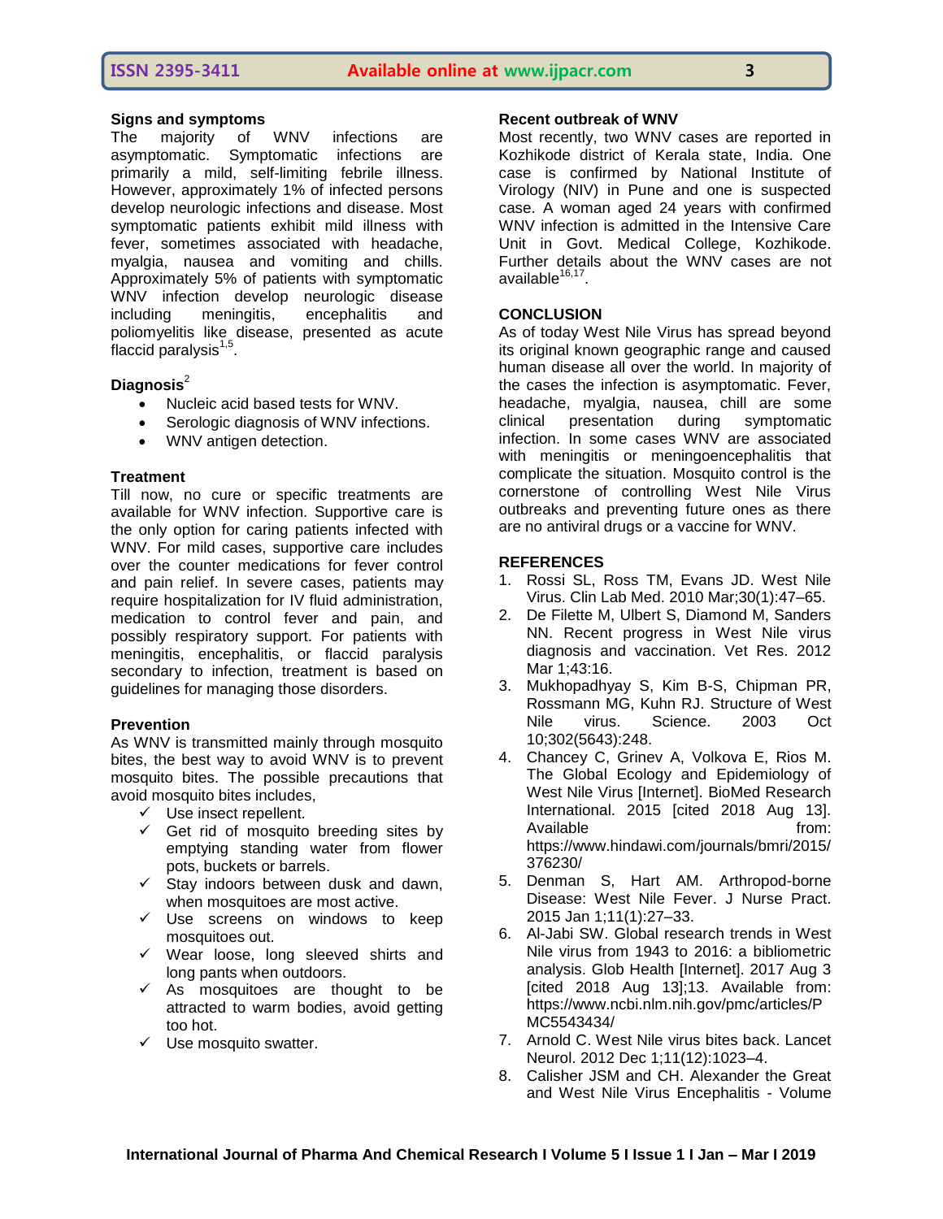### Signs and symptoms

The majority of WNV infections are asymptomatic. Symptomatic infections are primarily a mild, self-limiting febrile illness. However, approximately 1% of infected persons develop neurologic infections and disease. Most symptomatic patients exhibit mild illness with fever, sometimes associated with headache, myalgia, nausea and vomiting and chills. Approximately 5% of patients with symptomatic WNV infection develop neurologic disease including meningitis, encephalitis and poliomyelitis like disease, presented as acute flaccid paralysis[1,5].

### Diagnosis[2]

- Nucleic acid based tests for WNV.
- Serologic diagnosis of WNV infections.
- WNV antigen detection.

### Treatment

Till now, no cure or specific treatments are available for WNV infection. Supportive care is the only option for caring patients infected with WNV. For mild cases, supportive care includes over the counter medications for fever control and pain relief. In severe cases, patients may require hospitalization for IV fluid administration, medication to control fever and pain, and possibly respiratory support. For patients with meningitis, encephalitis, or flaccid paralysis secondary to infection, treatment is based on guidelines for managing those disorders.

### Prevention

As WNV is transmitted mainly through mosquito bites, the best way to avoid WNV is to prevent mosquito bites. The possible precautions that avoid mosquito bites includes,

- ✓ Use insect repellent.
- ✓ Get rid of mosquito breeding sites by emptying standing water from flower pots, buckets or barrels.
- ✓ Stay indoors between dusk and dawn, when mosquitoes are most active.
- ✓ Use screens on windows to keep mosquitoes out.
- ✓ Wear loose, long sleeved shirts and long pants when outdoors.
- ✓ As mosquitoes are thought to be attracted to warm bodies, avoid getting too hot.
- ✓ Use mosquito swatter.

### Recent outbreak of WNV

Most recently, two WNV cases are reported in Kozhikode district of Kerala state, India. One case is confirmed by National Institute of Virology (NIV) in Pune and one is suspected case. A woman aged 24 years with confirmed WNV infection is admitted in the Intensive Care Unit in Govt. Medical College, Kozhikode. Further details about the WNV cases are not available[16,17].

## CONCLUSION

As of today West Nile Virus has spread beyond its original known geographic range and caused human disease all over the world. In majority of the cases the infection is asymptomatic. Fever, headache, myalgia, nausea, chill are some clinical presentation during symptomatic infection. In some cases WNV are associated with meningitis or meningoencephalitis that complicate the situation. Mosquito control is the cornerstone of controlling West Nile Virus outbreaks and preventing future ones as there are no antiviral drugs or a vaccine for WNV.

## REFERENCES

1. Rossi SL, Ross TM, Evans JD. West Nile Virus. Clin Lab Med. 2010 Mar;30(1):47–65.
2. De Filette M, Ulbert S, Diamond M, Sanders NN. Recent progress in West Nile virus diagnosis and vaccination. Vet Res. 2012 Mar 1;43:16.
3. Mukhopadhyay S, Kim B-S, Chipman PR, Rossmann MG, Kuhn RJ. Structure of West Nile virus. Science. 2003 Oct 10;302(5643):248.
4. Chancey C, Grinev A, Volkova E, Rios M. The Global Ecology and Epidemiology of West Nile Virus [Internet]. BioMed Research International. 2015 [cited 2018 Aug 13]. Available from: https://www.hindawi.com/journals/bmri/2015/376230/
5. Denman S, Hart AM. Arthropod-borne Disease: West Nile Fever. J Nurse Pract. 2015 Jan 1;11(1):27–33.
6. Al-Jabi SW. Global research trends in West Nile virus from 1943 to 2016: a bibliometric analysis. Glob Health [Internet]. 2017 Aug 3 [cited 2018 Aug 13];13. Available from: https://www.ncbi.nlm.nih.gov/pmc/articles/PMC5543434/
7. Arnold C. West Nile virus bites back. Lancet Neurol. 2012 Dec 1;11(12):1023–4.
8. Calisher JSM and CH. Alexander the Great and West Nile Virus Encephalitis - Volume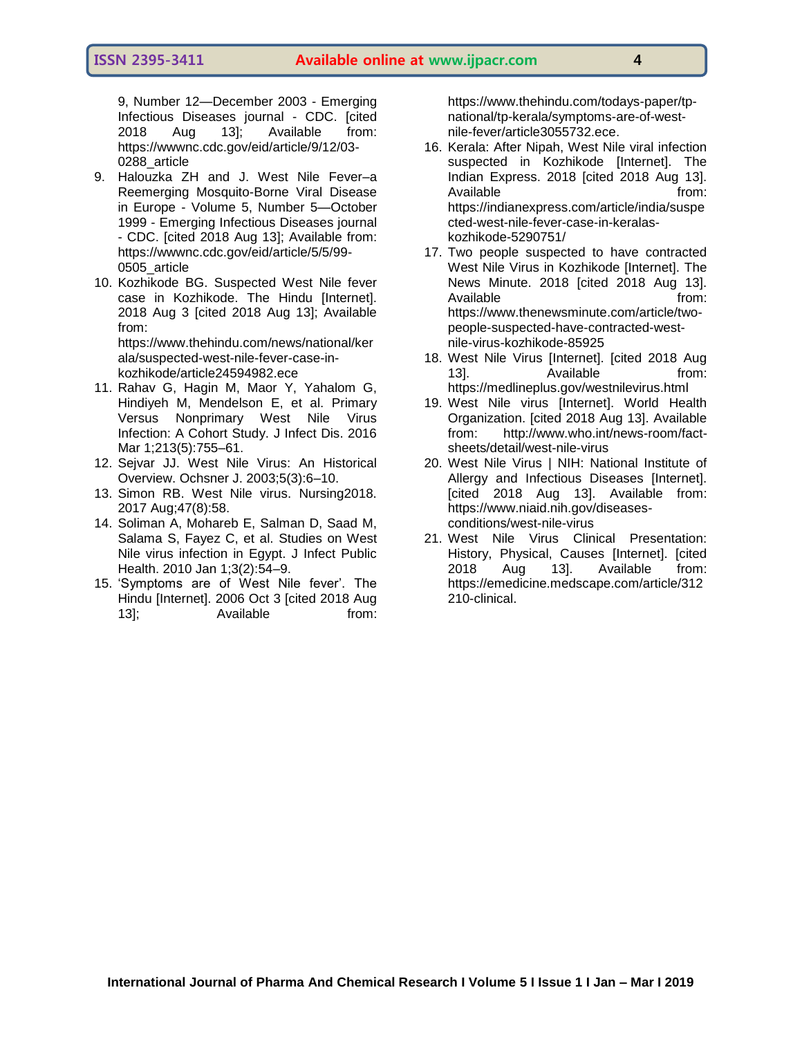9, Number 12—December 2003 - Emerging Infectious Diseases journal - CDC. [cited 2018 Aug 13]; Available from: https://wwwnc.cdc.gov/eid/article/9/12/03-0288_article

9. Halouzka ZH and J. West Nile Fever–a Reemerging Mosquito-Borne Viral Disease in Europe - Volume 5, Number 5—October 1999 - Emerging Infectious Diseases journal - CDC. [cited 2018 Aug 13]; Available from: https://wwwnc.cdc.gov/eid/article/5/5/99-0505_article
10. Kozhikode BG. Suspected West Nile fever case in Kozhikode. The Hindu [Internet]. 2018 Aug 3 [cited 2018 Aug 13]; Available from: https://www.thehindu.com/news/national/kerala/suspected-west-nile-fever-case-in-kozhikode/article24594982.ece
11. Rahav G, Hagin M, Maor Y, Yalahom G, Hindiyeh M, Mendelson E, et al. Primary Versus Nonprimary West Nile Virus Infection: A Cohort Study. J Infect Dis. 2016 Mar 1;213(5):755–61.
12. Sejvar JJ. West Nile Virus: An Historical Overview. Ochsner J. 2003;5(3):6–10.
13. Simon RB. West Nile virus. Nursing2018. 2017 Aug;47(8):58.
14. Soliman A, Mohareb E, Salman D, Saad M, Salama S, Fayez C, et al. Studies on West Nile virus infection in Egypt. J Infect Public Health. 2010 Jan 1;3(2):54–9.
15. 'Symptoms are of West Nile fever'. The Hindu [Internet]. 2006 Oct 3 [cited 2018 Aug 13]; Available from: https://www.thehindu.com/todays-paper/tp-national/tp-kerala/symptoms-are-of-west-nile-fever/article3055732.ece.
16. Kerala: After Nipah, West Nile viral infection suspected in Kozhikode [Internet]. The Indian Express. 2018 [cited 2018 Aug 13]. Available from: https://indianexpress.com/article/india/suspected-west-nile-fever-case-in-keralas-kozhikode-5290751/
17. Two people suspected to have contracted West Nile Virus in Kozhikode [Internet]. The News Minute. 2018 [cited 2018 Aug 13]. Available from: https://www.thenewsminute.com/article/two-people-suspected-have-contracted-west-nile-virus-kozhikode-85925
18. West Nile Virus [Internet]. [cited 2018 Aug 13]. Available from: https://medlineplus.gov/westnilevirus.html
19. West Nile virus [Internet]. World Health Organization. [cited 2018 Aug 13]. Available from: http://www.who.int/news-room/fact-sheets/detail/west-nile-virus
20. West Nile Virus | NIH: National Institute of Allergy and Infectious Diseases [Internet]. [cited 2018 Aug 13]. Available from: https://www.niaid.nih.gov/diseases-conditions/west-nile-virus
21. West Nile Virus Clinical Presentation: History, Physical, Causes [Internet]. [cited 2018 Aug 13]. Available from: https://emedicine.medscape.com/article/312210-clinical.